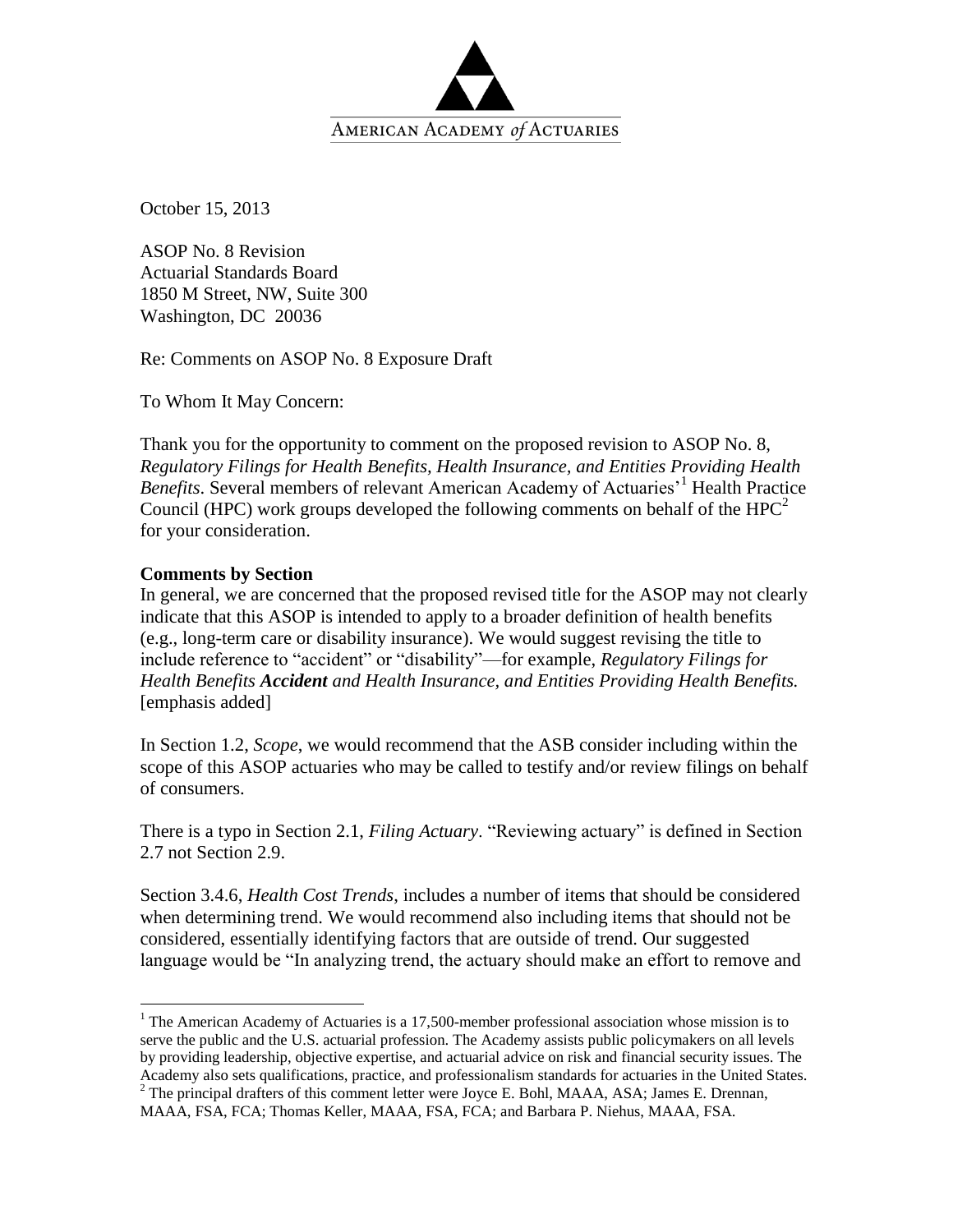AMERICAN ACADEMY *of* ACTUARIES

October 15, 2013

ASOP No. 8 Revision
Actuarial Standards Board
1850 M Street, NW, Suite 300
Washington, DC 20036

Re: Comments on ASOP No. 8 Exposure Draft

To Whom It May Concern:

Thank you for the opportunity to comment on the proposed revision to ASOP No. 8, *Regulatory Filings for Health Benefits, Health Insurance, and Entities Providing Health Benefits*. Several members of relevant American Academy of Actuaries'[1] Health Practice Council (HPC) work groups developed the following comments on behalf of the HPC[2] for your consideration.

**Comments by Section**

In general, we are concerned that the proposed revised title for the ASOP may not clearly indicate that this ASOP is intended to apply to a broader definition of health benefits (e.g., long-term care or disability insurance). We would suggest revising the title to include reference to "accident" or "disability"—for example, *Regulatory Filings for Health Benefits* ***Accident*** *and Health Insurance, and Entities Providing Health Benefits.* [emphasis added]

In Section 1.2, *Scope*, we would recommend that the ASB consider including within the scope of this ASOP actuaries who may be called to testify and/or review filings on behalf of consumers.

There is a typo in Section 2.1, *Filing Actuary*. "Reviewing actuary" is defined in Section 2.7 not Section 2.9.

Section 3.4.6, *Health Cost Trends*, includes a number of items that should be considered when determining trend. We would recommend also including items that should not be considered, essentially identifying factors that are outside of trend. Our suggested language would be "In analyzing trend, the actuary should make an effort to remove and

[1] The American Academy of Actuaries is a 17,500-member professional association whose mission is to serve the public and the U.S. actuarial profession. The Academy assists public policymakers on all levels by providing leadership, objective expertise, and actuarial advice on risk and financial security issues. The Academy also sets qualifications, practice, and professionalism standards for actuaries in the United States.

[2] The principal drafters of this comment letter were Joyce E. Bohl, MAAA, ASA; James E. Drennan, MAAA, FSA, FCA; Thomas Keller, MAAA, FSA, FCA; and Barbara P. Niehus, MAAA, FSA.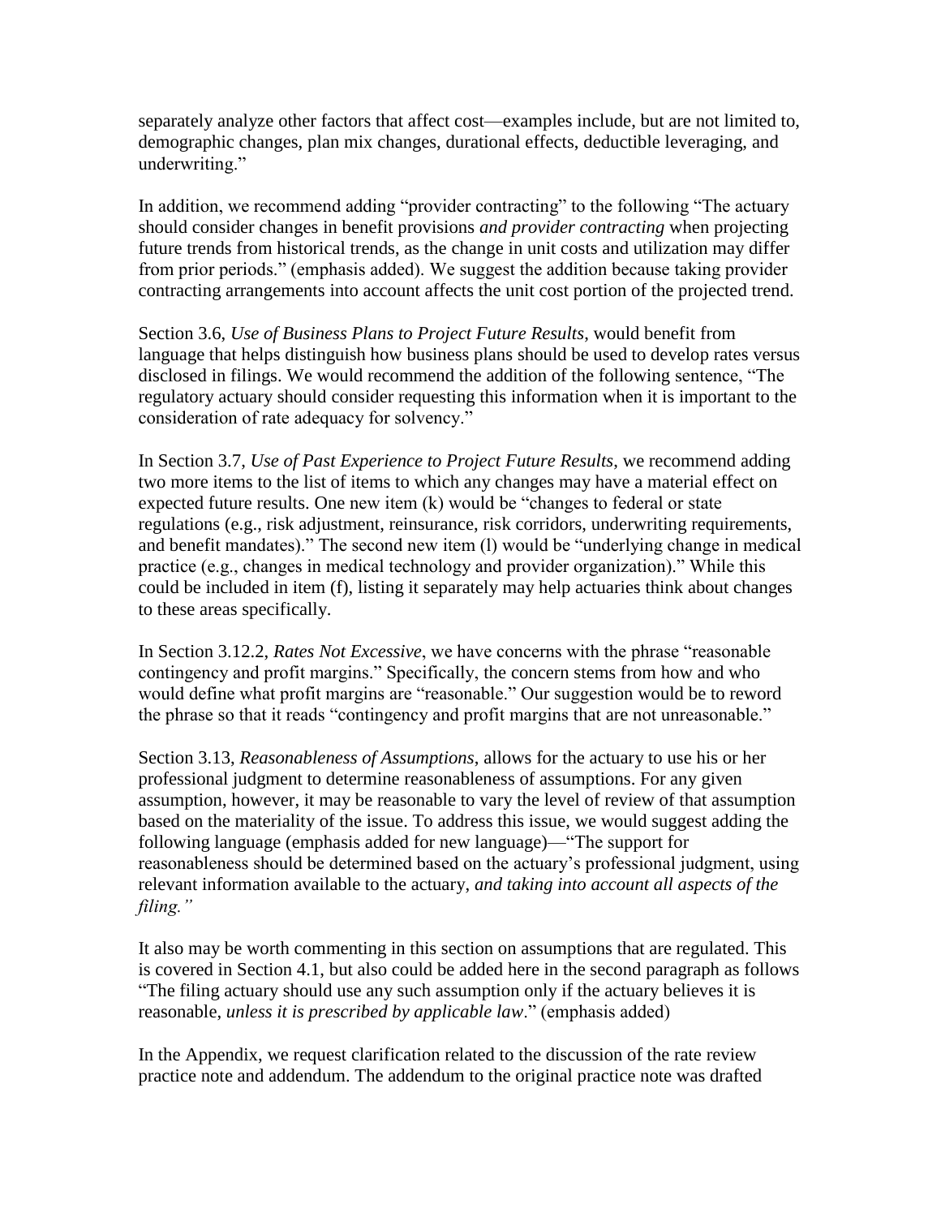separately analyze other factors that affect cost—examples include, but are not limited to, demographic changes, plan mix changes, durational effects, deductible leveraging, and underwriting."

In addition, we recommend adding "provider contracting" to the following "The actuary should consider changes in benefit provisions *and provider contracting* when projecting future trends from historical trends, as the change in unit costs and utilization may differ from prior periods." (emphasis added). We suggest the addition because taking provider contracting arrangements into account affects the unit cost portion of the projected trend.

Section 3.6, *Use of Business Plans to Project Future Results*, would benefit from language that helps distinguish how business plans should be used to develop rates versus disclosed in filings. We would recommend the addition of the following sentence, "The regulatory actuary should consider requesting this information when it is important to the consideration of rate adequacy for solvency."

In Section 3.7, *Use of Past Experience to Project Future Results*, we recommend adding two more items to the list of items to which any changes may have a material effect on expected future results. One new item (k) would be "changes to federal or state regulations (e.g., risk adjustment, reinsurance, risk corridors, underwriting requirements, and benefit mandates)." The second new item (l) would be "underlying change in medical practice (e.g., changes in medical technology and provider organization)." While this could be included in item (f), listing it separately may help actuaries think about changes to these areas specifically.

In Section 3.12.2, *Rates Not Excessive*, we have concerns with the phrase "reasonable contingency and profit margins." Specifically, the concern stems from how and who would define what profit margins are "reasonable." Our suggestion would be to reword the phrase so that it reads "contingency and profit margins that are not unreasonable."

Section 3.13, *Reasonableness of Assumptions*, allows for the actuary to use his or her professional judgment to determine reasonableness of assumptions. For any given assumption, however, it may be reasonable to vary the level of review of that assumption based on the materiality of the issue. To address this issue, we would suggest adding the following language (emphasis added for new language)—"The support for reasonableness should be determined based on the actuary's professional judgment, using relevant information available to the actuary, *and taking into account all aspects of the filing."*

It also may be worth commenting in this section on assumptions that are regulated. This is covered in Section 4.1, but also could be added here in the second paragraph as follows "The filing actuary should use any such assumption only if the actuary believes it is reasonable, *unless it is prescribed by applicable law*." (emphasis added)

In the Appendix, we request clarification related to the discussion of the rate review practice note and addendum. The addendum to the original practice note was drafted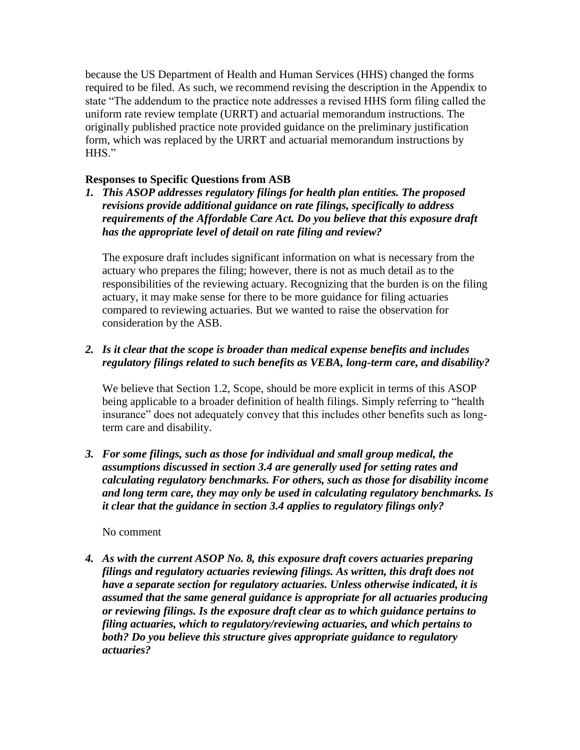because the US Department of Health and Human Services (HHS) changed the forms required to be filed. As such, we recommend revising the description in the Appendix to state "The addendum to the practice note addresses a revised HHS form filing called the uniform rate review template (URRT) and actuarial memorandum instructions. The originally published practice note provided guidance on the preliminary justification form, which was replaced by the URRT and actuarial memorandum instructions by HHS."

**Responses to Specific Questions from ASB**

1. ***This ASOP addresses regulatory filings for health plan entities. The proposed revisions provide additional guidance on rate filings, specifically to address requirements of the Affordable Care Act. Do you believe that this exposure draft has the appropriate level of detail on rate filing and review?***

   The exposure draft includes significant information on what is necessary from the actuary who prepares the filing; however, there is not as much detail as to the responsibilities of the reviewing actuary. Recognizing that the burden is on the filing actuary, it may make sense for there to be more guidance for filing actuaries compared to reviewing actuaries. But we wanted to raise the observation for consideration by the ASB.

2. ***Is it clear that the scope is broader than medical expense benefits and includes regulatory filings related to such benefits as VEBA, long-term care, and disability?***

   We believe that Section 1.2, Scope, should be more explicit in terms of this ASOP being applicable to a broader definition of health filings. Simply referring to "health insurance" does not adequately convey that this includes other benefits such as long-term care and disability.

3. ***For some filings, such as those for individual and small group medical, the assumptions discussed in section 3.4 are generally used for setting rates and calculating regulatory benchmarks. For others, such as those for disability income and long term care, they may only be used in calculating regulatory benchmarks. Is it clear that the guidance in section 3.4 applies to regulatory filings only?***

   No comment

4. ***As with the current ASOP No. 8, this exposure draft covers actuaries preparing filings and regulatory actuaries reviewing filings. As written, this draft does not have a separate section for regulatory actuaries. Unless otherwise indicated, it is assumed that the same general guidance is appropriate for all actuaries producing or reviewing filings. Is the exposure draft clear as to which guidance pertains to filing actuaries, which to regulatory/reviewing actuaries, and which pertains to both? Do you believe this structure gives appropriate guidance to regulatory actuaries?***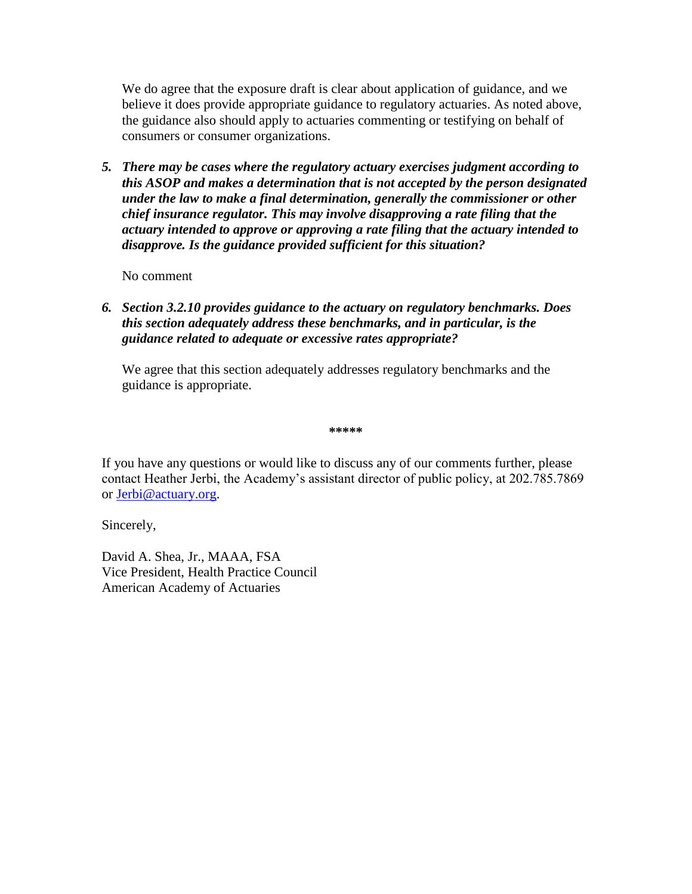We do agree that the exposure draft is clear about application of guidance, and we believe it does provide appropriate guidance to regulatory actuaries. As noted above, the guidance also should apply to actuaries commenting or testifying on behalf of consumers or consumer organizations.

5. ***There may be cases where the regulatory actuary exercises judgment according to this ASOP and makes a determination that is not accepted by the person designated under the law to make a final determination, generally the commissioner or other chief insurance regulator. This may involve disapproving a rate filing that the actuary intended to approve or approving a rate filing that the actuary intended to disapprove. Is the guidance provided sufficient for this situation?***

   No comment

6. ***Section 3.2.10 provides guidance to the actuary on regulatory benchmarks. Does this section adequately address these benchmarks, and in particular, is the guidance related to adequate or excessive rates appropriate?***

   We agree that this section adequately addresses regulatory benchmarks and the guidance is appropriate.

\*\*\*\*\*

If you have any questions or would like to discuss any of our comments further, please contact Heather Jerbi, the Academy's assistant director of public policy, at 202.785.7869 or Jerbi@actuary.org.

Sincerely,

David A. Shea, Jr., MAAA, FSA
Vice President, Health Practice Council
American Academy of Actuaries